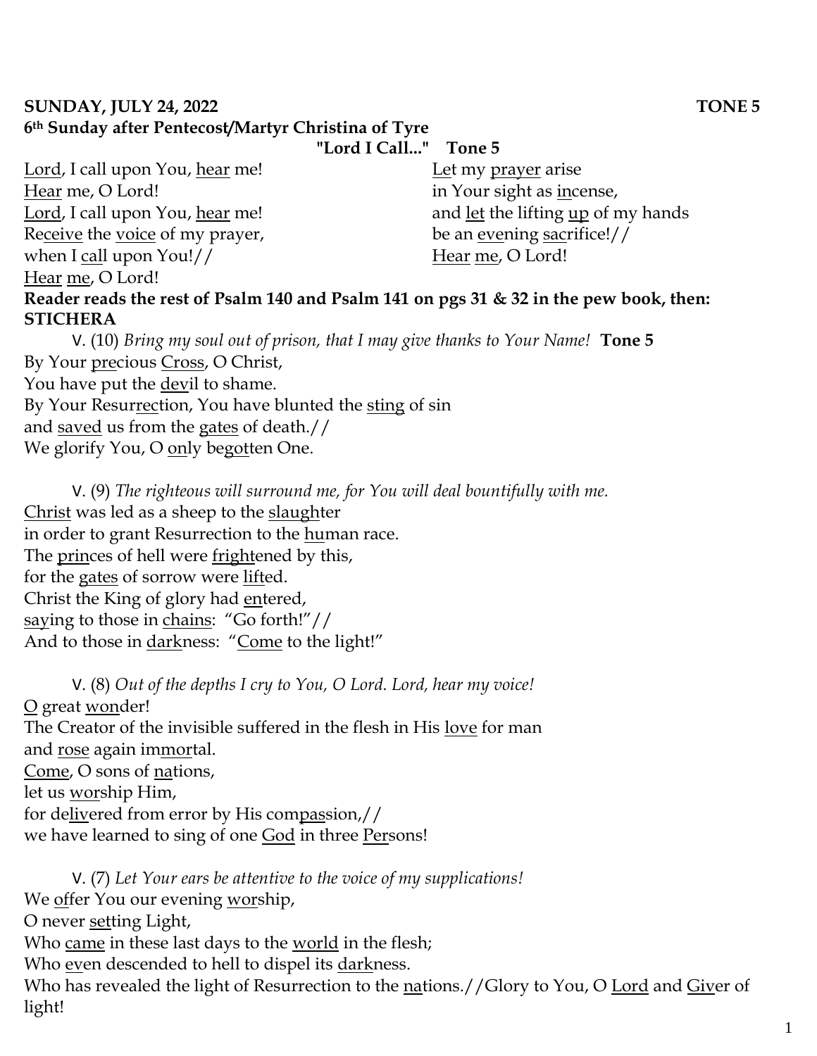**SUNDAY, JULY 24, 2022** **TONE 5**

**6th Sunday after Pentecost/Martyr Christina of Tyre**

**"Lord I Call..." Tone 5**

Lord, I call upon You, hear me!
Hear me, O Lord!
Lord, I call upon You, hear me!
Receive the voice of my prayer,
when I call upon You!//
Hear me, O Lord!

Let my prayer arise
in Your sight as incense,
and let the lifting up of my hands
be an evening sacrifice!//
Hear me, O Lord!

**Reader reads the rest of Psalm 140 and Psalm 141 on pgs 31 & 32 in the pew book, then:**

**STICHERA**

V. (10) *Bring my soul out of prison, that I may give thanks to Your Name!* **Tone 5**

By Your precious Cross, O Christ,
You have put the devil to shame.
By Your Resurrection, You have blunted the sting of sin
and saved us from the gates of death.//
We glorify You, O only begotten One.

V. (9) *The righteous will surround me, for You will deal bountifully with me.*

Christ was led as a sheep to the slaughter
in order to grant Resurrection to the human race.
The princes of hell were frightened by this,
for the gates of sorrow were lifted.
Christ the King of glory had entered,
saying to those in chains: "Go forth!"//
And to those in darkness: "Come to the light!"

V. (8) *Out of the depths I cry to You, O Lord. Lord, hear my voice!*

O great wonder!
The Creator of the invisible suffered in the flesh in His love for man
and rose again immortal.
Come, O sons of nations,
let us worship Him,
for delivered from error by His compassion,//
we have learned to sing of one God in three Persons!

V. (7) *Let Your ears be attentive to the voice of my supplications!*

We offer You our evening worship,
O never setting Light,
Who came in these last days to the world in the flesh;
Who even descended to hell to dispel its darkness.
Who has revealed the light of Resurrection to the nations.//Glory to You, O Lord and Giver of light!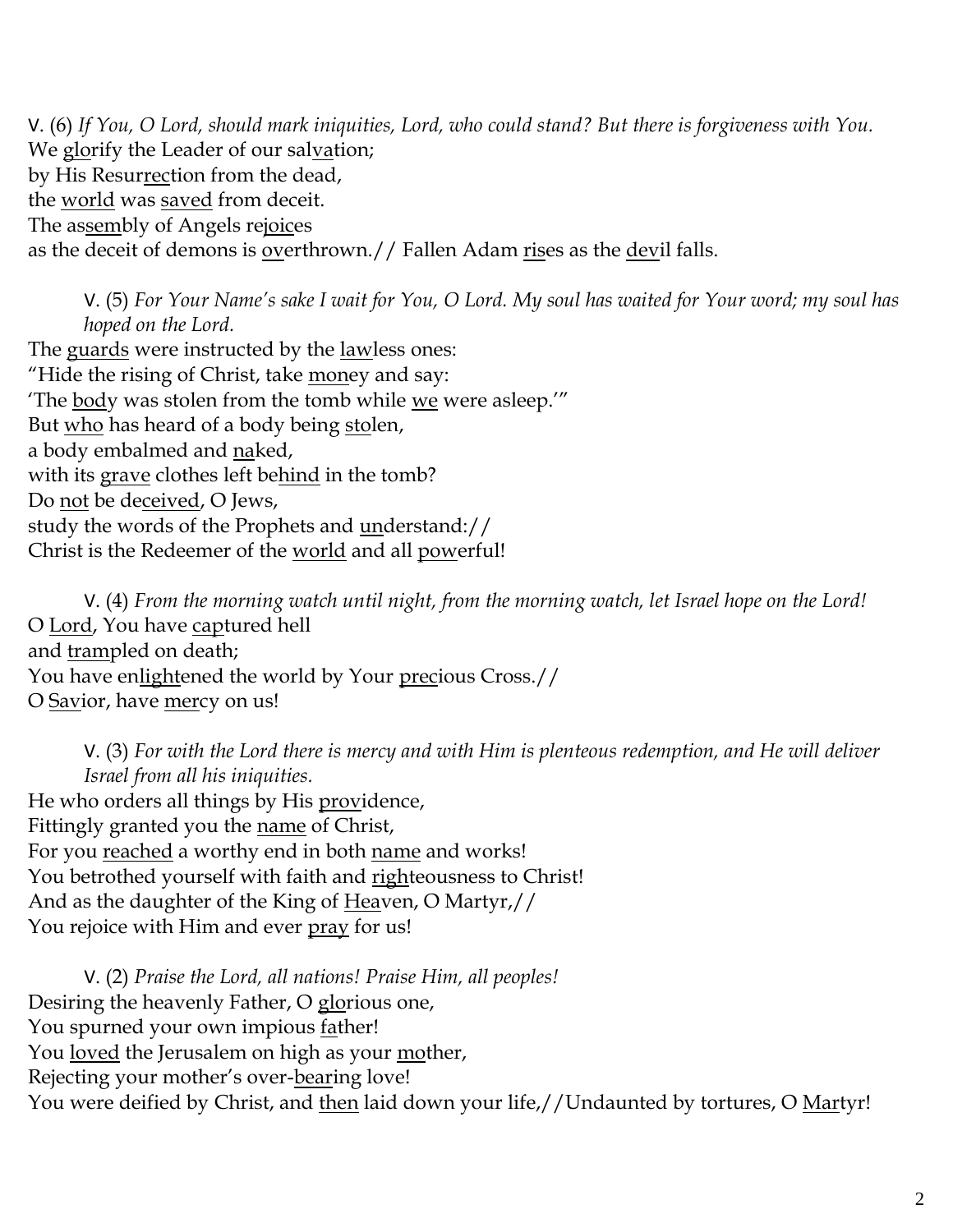V. (6) *If You, O Lord, should mark iniquities, Lord, who could stand? But there is forgiveness with You.*
We glorify the Leader of our salvation;
by His Resurrection from the dead,
the world was saved from deceit.
The assembly of Angels rejoices
as the deceit of demons is overthrown.// Fallen Adam rises as the devil falls.

V. (5) *For Your Name's sake I wait for You, O Lord. My soul has waited for Your word; my soul has hoped on the Lord.*
The guards were instructed by the lawless ones:
"Hide the rising of Christ, take money and say:
'The body was stolen from the tomb while we were asleep.'"
But who has heard of a body being stolen,
a body embalmed and naked,
with its grave clothes left behind in the tomb?
Do not be deceived, O Jews,
study the words of the Prophets and understand://
Christ is the Redeemer of the world and all powerful!

V. (4) *From the morning watch until night, from the morning watch, let Israel hope on the Lord!*
O Lord, You have captured hell
and trampled on death;
You have enlightened the world by Your precious Cross.//
O Savior, have mercy on us!

V. (3) *For with the Lord there is mercy and with Him is plenteous redemption, and He will deliver Israel from all his iniquities.*
He who orders all things by His providence,
Fittingly granted you the name of Christ,
For you reached a worthy end in both name and works!
You betrothed yourself with faith and righteousness to Christ!
And as the daughter of the King of Heaven, O Martyr,//
You rejoice with Him and ever pray for us!

V. (2) *Praise the Lord, all nations! Praise Him, all peoples!*
Desiring the heavenly Father, O glorious one,
You spurned your own impious father!
You loved the Jerusalem on high as your mother,
Rejecting your mother's over-bearing love!
You were deified by Christ, and then laid down your life,//Undaunted by tortures, O Martyr!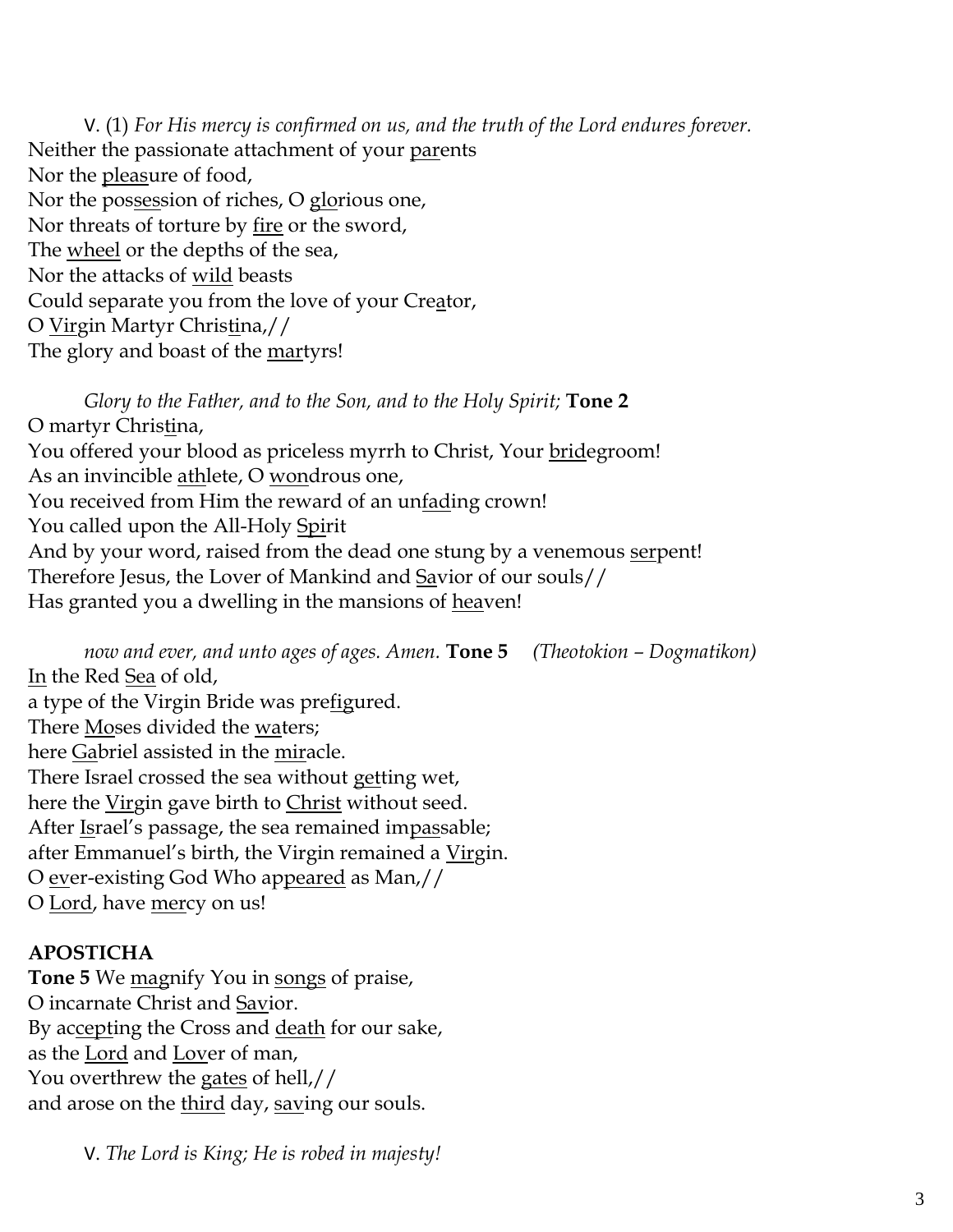V. (1) *For His mercy is confirmed on us, and the truth of the Lord endures forever.*
Neither the passionate attachment of your <u>par</u>ents  
Nor the <u>pleas</u>ure of food,  
Nor the pos<u>ses</u>sion of riches, O <u>glo</u>rious one,  
Nor threats of torture by <u>fire</u> or the sword,  
The <u>wheel</u> or the depths of the sea,  
Nor the attacks of <u>wild</u> beasts  
Could separate you from the love of your Cre<u>a</u>tor,  
O <u>Vir</u>gin Martyr Chris<u>ti</u>na,//  
The glory and boast of the <u>mar</u>tyrs!

*Glory to the Father, and to the Son, and to the Holy Spirit;* **Tone 2**
O martyr Chris<u>ti</u>na,  
You offered your blood as priceless myrrh to Christ, Your <u>brid</u>egroom!  
As an invincible <u>ath</u>lete, O <u>won</u>drous one,  
You received from Him the reward of an un<u>fad</u>ing crown!  
You called upon the All-Holy <u>Spi</u>rit  
And by your word, raised from the dead one stung by a venemous <u>ser</u>pent!  
Therefore Jesus, the Lover of Mankind and <u>Sa</u>vior of our souls//  
Has granted you a dwelling in the mansions of <u>hea</u>ven!

*now and ever, and unto ages of ages. Amen.* **Tone 5** *(Theotokion – Dogmatikon)*
<u>In</u> the Red <u>Sea</u> of old,  
a type of the Virgin Bride was pre<u>fig</u>ured.  
There <u>Mo</u>ses divided the <u>wa</u>ters;  
here <u>Ga</u>briel assisted in the <u>mir</u>acle.  
There Israel crossed the sea without <u>get</u>ting wet,  
here the <u>Vir</u>gin gave birth to <u>Christ</u> without seed.  
After <u>Is</u>rael's passage, the sea remained im<u>pas</u>sable;  
after Emmanuel's birth, the Virgin remained a <u>Vir</u>gin.  
O <u>ev</u>er-existing God Who ap<u>peared</u> as Man,//  
O <u>Lord</u>, have <u>mer</u>cy on us!

## APOSTICHA

**Tone 5** We <u>mag</u>nify You in <u>songs</u> of praise,  
O incarnate Christ and <u>Sav</u>ior.  
By ac<u>cept</u>ing the Cross and <u>death</u> for our sake,  
as the <u>Lord</u> and <u>Lov</u>er of man,  
You overthrew the <u>gates</u> of hell,//  
and arose on the <u>third</u> day, <u>sav</u>ing our souls.

V. *The Lord is King; He is robed in majesty!*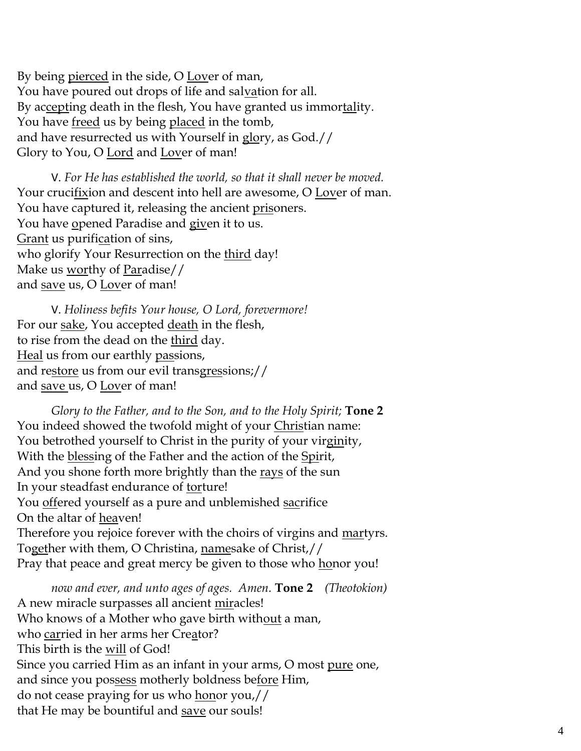By being pierced in the side, O Lover of man,
You have poured out drops of life and salvation for all.
By accepting death in the flesh, You have granted us immortality.
You have freed us by being placed in the tomb,
and have resurrected us with Yourself in glory, as God.//
Glory to You, O Lord and Lover of man!

V. *For He has established the world, so that it shall never be moved.*
Your crucifixion and descent into hell are awesome, O Lover of man.
You have captured it, releasing the ancient prisoners.
You have opened Paradise and given it to us.
Grant us purification of sins,
who glorify Your Resurrection on the third day!
Make us worthy of Paradise//
and save us, O Lover of man!

V. *Holiness befits Your house, O Lord, forevermore!*
For our sake, You accepted death in the flesh,
to rise from the dead on the third day.
Heal us from our earthly passions,
and restore us from our evil transgressions;//
and save us, O Lover of man!

*Glory to the Father, and to the Son, and to the Holy Spirit;* **Tone 2**
You indeed showed the twofold might of your Christian name:
You betrothed yourself to Christ in the purity of your virginity,
With the blessing of the Father and the action of the Spirit,
And you shone forth more brightly than the rays of the sun
In your steadfast endurance of torture!
You offered yourself as a pure and unblemished sacrifice
On the altar of heaven!
Therefore you rejoice forever with the choirs of virgins and martyrs.
Together with them, O Christina, namesake of Christ,//
Pray that peace and great mercy be given to those who honor you!

*now and ever, and unto ages of ages. Amen.* **Tone 2** *(Theotokion)*
A new miracle surpasses all ancient miracles!
Who knows of a Mother who gave birth without a man,
who carried in her arms her Creator?
This birth is the will of God!
Since you carried Him as an infant in your arms, O most pure one,
and since you possess motherly boldness before Him,
do not cease praying for us who honor you,//
that He may be bountiful and save our souls!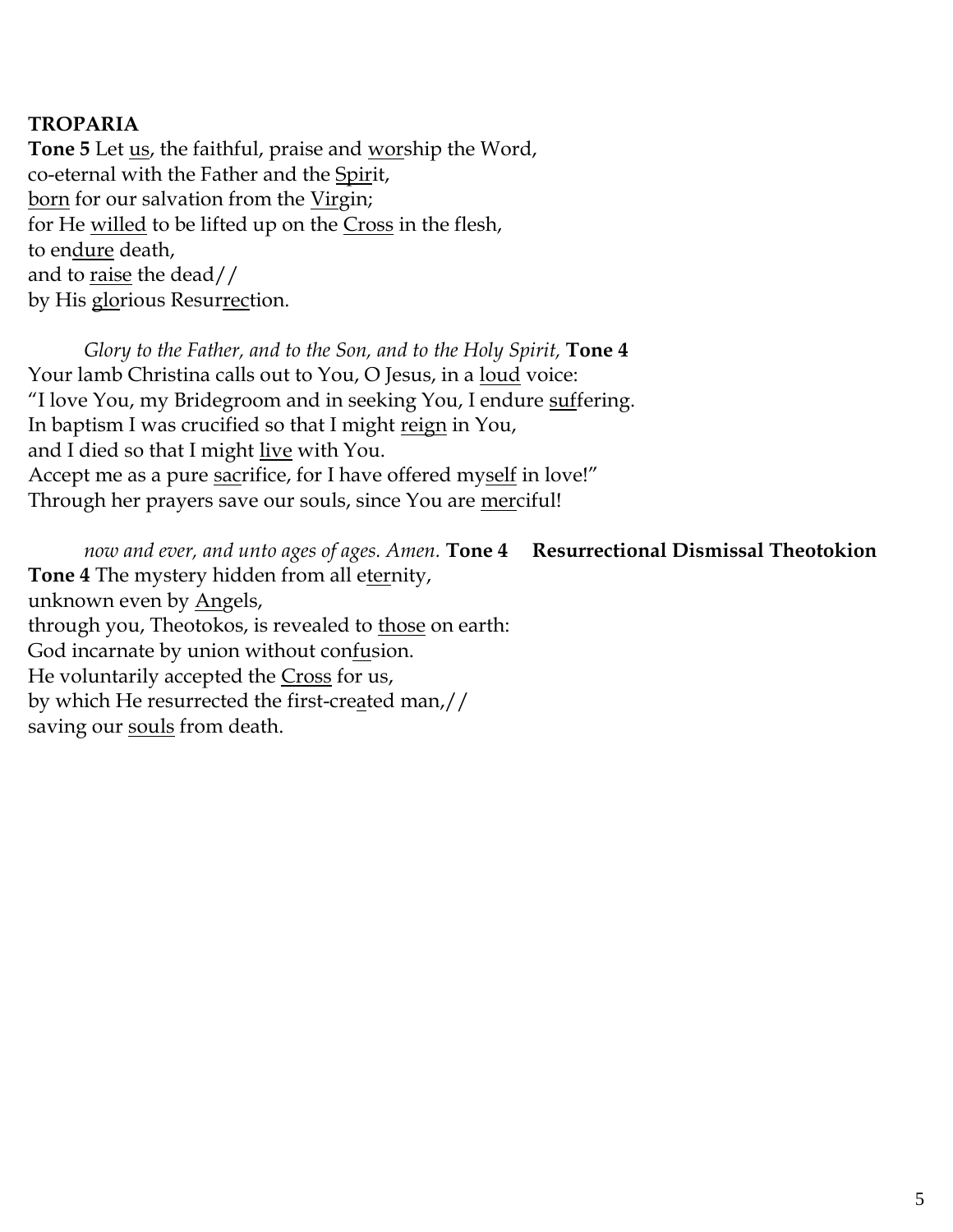**TROPARIA**

**Tone 5** Let us, the faithful, praise and worship the Word,
co-eternal with the Father and the Spirit,
born for our salvation from the Virgin;
for He willed to be lifted up on the Cross in the flesh,
to endure death,
and to raise the dead//
by His glorious Resurrection.

*Glory to the Father, and to the Son, and to the Holy Spirit,* **Tone 4**
Your lamb Christina calls out to You, O Jesus, in a loud voice:
"I love You, my Bridegroom and in seeking You, I endure suffering.
In baptism I was crucified so that I might reign in You,
and I died so that I might live with You.
Accept me as a pure sacrifice, for I have offered myself in love!"
Through her prayers save our souls, since You are merciful!

*now and ever, and unto ages of ages. Amen.* **Tone 4** **Resurrectional Dismissal Theotokion**
**Tone 4** The mystery hidden from all eternity,
unknown even by Angels,
through you, Theotokos, is revealed to those on earth:
God incarnate by union without confusion.
He voluntarily accepted the Cross for us,
by which He resurrected the first-created man,//
saving our souls from death.